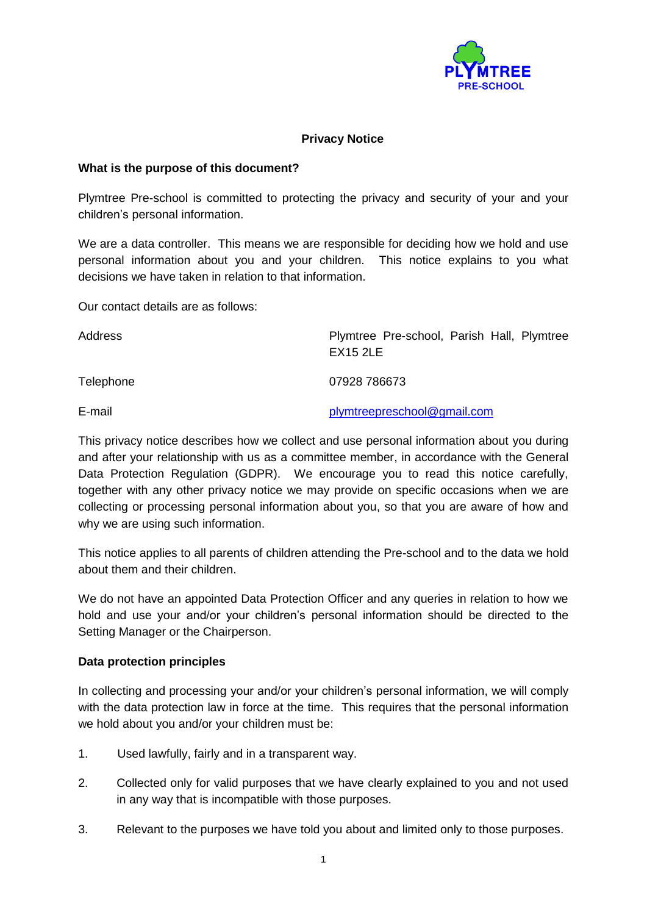PLYMTREE PRE-SCHOOL

# Privacy Notice

## What is the purpose of this document?

Plymtree Pre-school is committed to protecting the privacy and security of your and your children's personal information.

We are a data controller. This means we are responsible for deciding how we hold and use personal information about you and your children. This notice explains to you what decisions we have taken in relation to that information.

Our contact details are as follows:

| | |
|---|---|
| Address | Plymtree Pre-school, Parish Hall, Plymtree EX15 2LE |
| Telephone | 07928 786673 |
| E-mail | plymtreepreschool@gmail.com |

This privacy notice describes how we collect and use personal information about you during and after your relationship with us as a committee member, in accordance with the General Data Protection Regulation (GDPR). We encourage you to read this notice carefully, together with any other privacy notice we may provide on specific occasions when we are collecting or processing personal information about you, so that you are aware of how and why we are using such information.

This notice applies to all parents of children attending the Pre-school and to the data we hold about them and their children.

We do not have an appointed Data Protection Officer and any queries in relation to how we hold and use your and/or your children's personal information should be directed to the Setting Manager or the Chairperson.

## Data protection principles

In collecting and processing your and/or your children's personal information, we will comply with the data protection law in force at the time. This requires that the personal information we hold about you and/or your children must be:

1. Used lawfully, fairly and in a transparent way.
2. Collected only for valid purposes that we have clearly explained to you and not used in any way that is incompatible with those purposes.
3. Relevant to the purposes we have told you about and limited only to those purposes.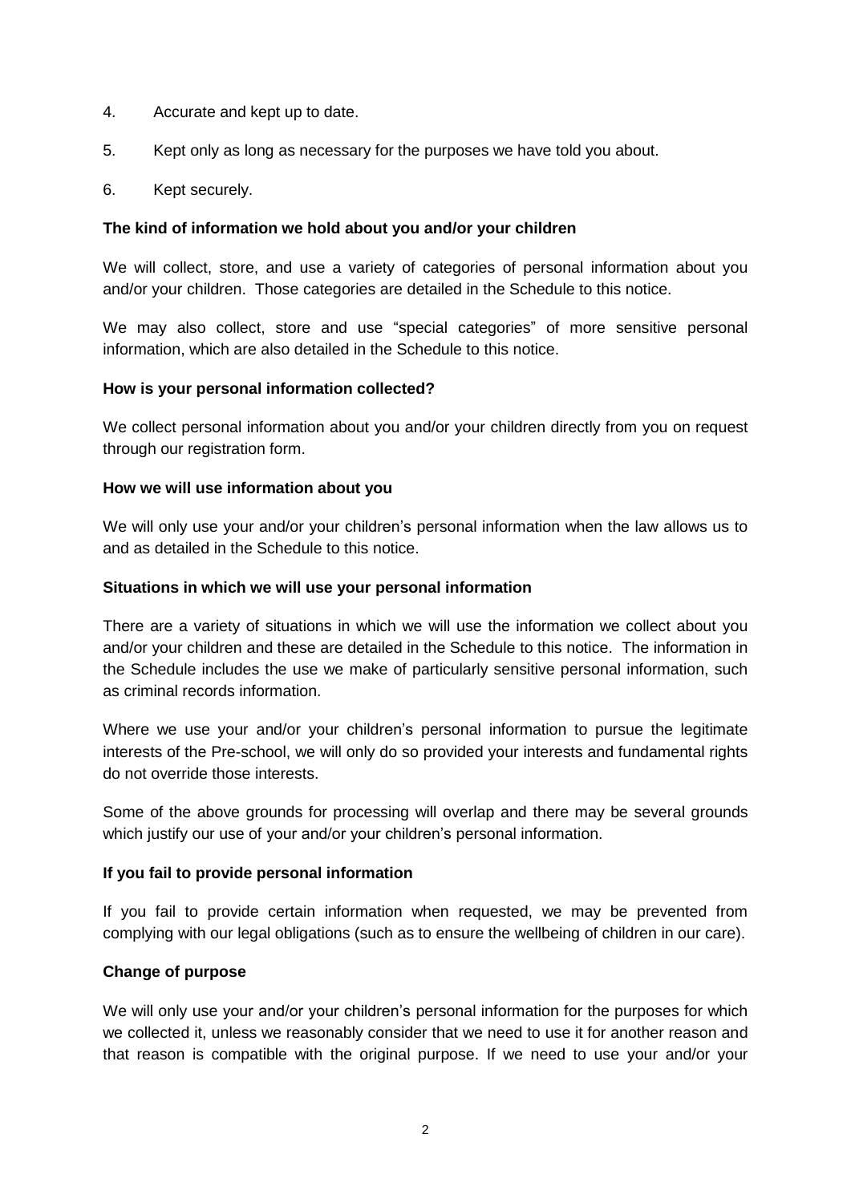4. Accurate and kept up to date.

5. Kept only as long as necessary for the purposes we have told you about.

6. Kept securely.

**The kind of information we hold about you and/or your children**

We will collect, store, and use a variety of categories of personal information about you and/or your children. Those categories are detailed in the Schedule to this notice.

We may also collect, store and use "special categories" of more sensitive personal information, which are also detailed in the Schedule to this notice.

**How is your personal information collected?**

We collect personal information about you and/or your children directly from you on request through our registration form.

**How we will use information about you**

We will only use your and/or your children's personal information when the law allows us to and as detailed in the Schedule to this notice.

**Situations in which we will use your personal information**

There are a variety of situations in which we will use the information we collect about you and/or your children and these are detailed in the Schedule to this notice. The information in the Schedule includes the use we make of particularly sensitive personal information, such as criminal records information.

Where we use your and/or your children's personal information to pursue the legitimate interests of the Pre-school, we will only do so provided your interests and fundamental rights do not override those interests.

Some of the above grounds for processing will overlap and there may be several grounds which justify our use of your and/or your children's personal information.

**If you fail to provide personal information**

If you fail to provide certain information when requested, we may be prevented from complying with our legal obligations (such as to ensure the wellbeing of children in our care).

**Change of purpose**

We will only use your and/or your children's personal information for the purposes for which we collected it, unless we reasonably consider that we need to use it for another reason and that reason is compatible with the original purpose. If we need to use your and/or your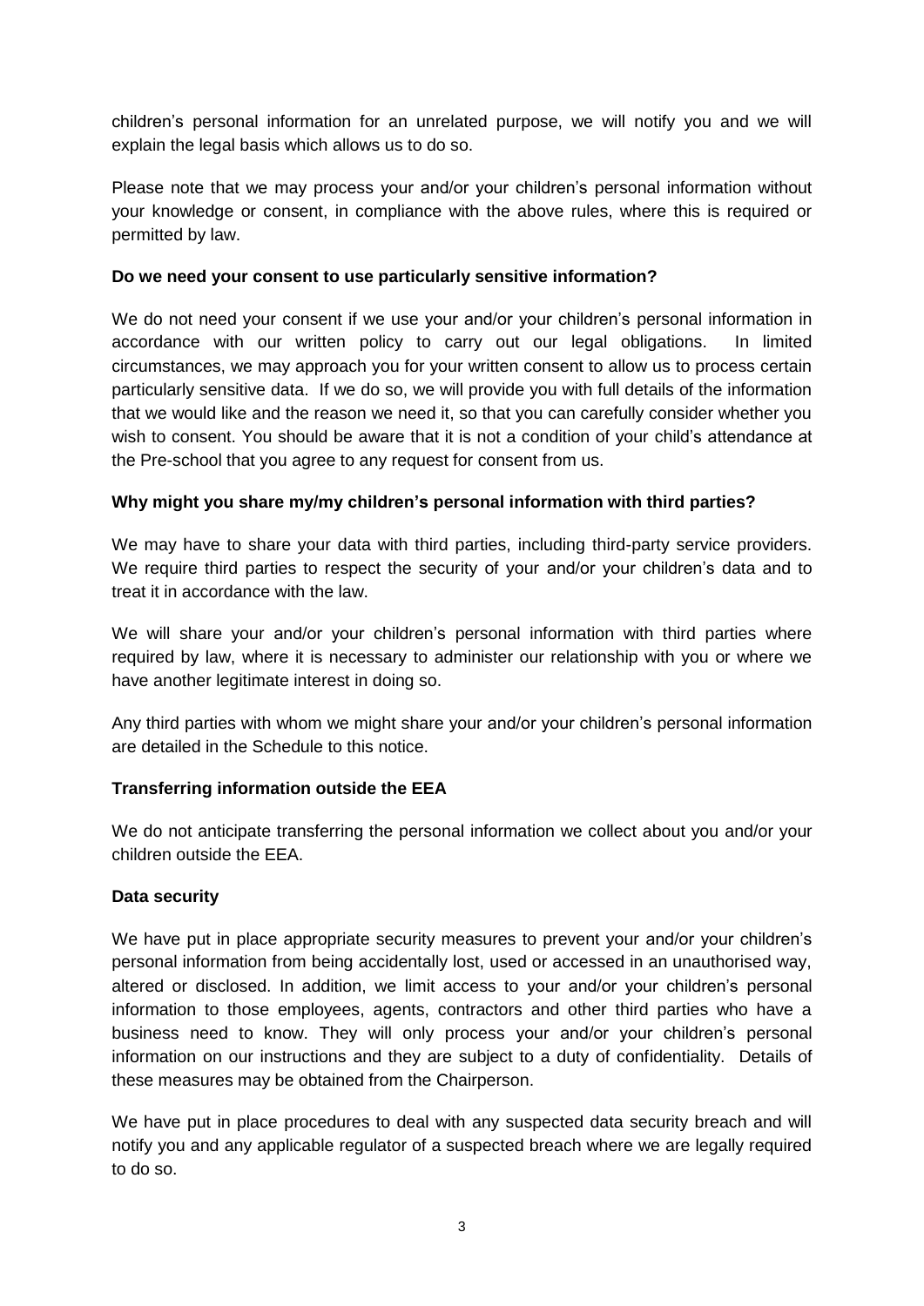children's personal information for an unrelated purpose, we will notify you and we will explain the legal basis which allows us to do so.

Please note that we may process your and/or your children's personal information without your knowledge or consent, in compliance with the above rules, where this is required or permitted by law.

**Do we need your consent to use particularly sensitive information?**

We do not need your consent if we use your and/or your children's personal information in accordance with our written policy to carry out our legal obligations. In limited circumstances, we may approach you for your written consent to allow us to process certain particularly sensitive data. If we do so, we will provide you with full details of the information that we would like and the reason we need it, so that you can carefully consider whether you wish to consent. You should be aware that it is not a condition of your child's attendance at the Pre-school that you agree to any request for consent from us.

**Why might you share my/my children's personal information with third parties?**

We may have to share your data with third parties, including third-party service providers. We require third parties to respect the security of your and/or your children's data and to treat it in accordance with the law.

We will share your and/or your children's personal information with third parties where required by law, where it is necessary to administer our relationship with you or where we have another legitimate interest in doing so.

Any third parties with whom we might share your and/or your children's personal information are detailed in the Schedule to this notice.

**Transferring information outside the EEA**

We do not anticipate transferring the personal information we collect about you and/or your children outside the EEA.

**Data security**

We have put in place appropriate security measures to prevent your and/or your children's personal information from being accidentally lost, used or accessed in an unauthorised way, altered or disclosed. In addition, we limit access to your and/or your children's personal information to those employees, agents, contractors and other third parties who have a business need to know. They will only process your and/or your children's personal information on our instructions and they are subject to a duty of confidentiality. Details of these measures may be obtained from the Chairperson.

We have put in place procedures to deal with any suspected data security breach and will notify you and any applicable regulator of a suspected breach where we are legally required to do so.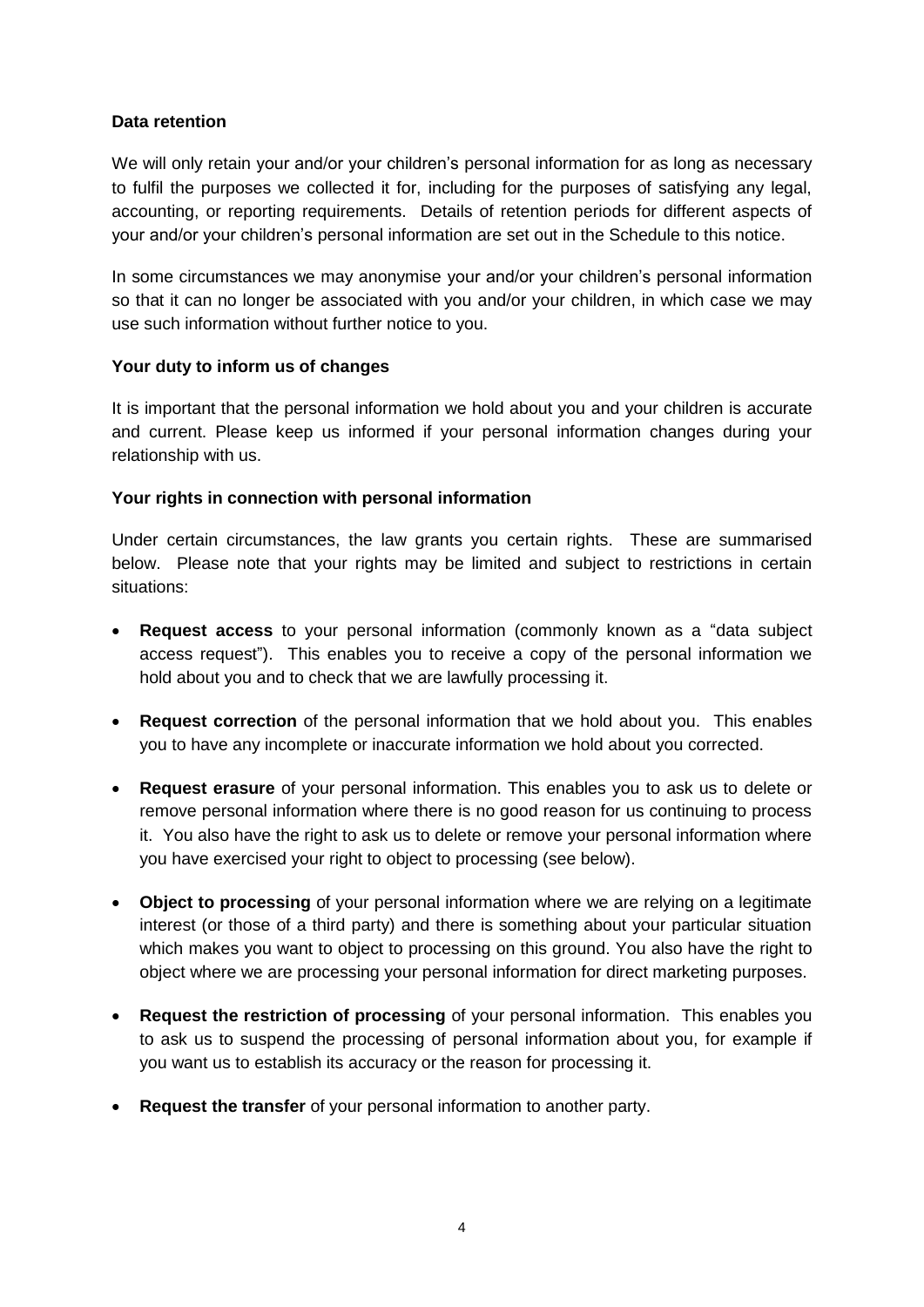**Data retention**

We will only retain your and/or your children's personal information for as long as necessary to fulfil the purposes we collected it for, including for the purposes of satisfying any legal, accounting, or reporting requirements. Details of retention periods for different aspects of your and/or your children's personal information are set out in the Schedule to this notice.

In some circumstances we may anonymise your and/or your children's personal information so that it can no longer be associated with you and/or your children, in which case we may use such information without further notice to you.

**Your duty to inform us of changes**

It is important that the personal information we hold about you and your children is accurate and current. Please keep us informed if your personal information changes during your relationship with us.

**Your rights in connection with personal information**

Under certain circumstances, the law grants you certain rights. These are summarised below. Please note that your rights may be limited and subject to restrictions in certain situations:

- **Request access** to your personal information (commonly known as a "data subject access request"). This enables you to receive a copy of the personal information we hold about you and to check that we are lawfully processing it.
- **Request correction** of the personal information that we hold about you. This enables you to have any incomplete or inaccurate information we hold about you corrected.
- **Request erasure** of your personal information. This enables you to ask us to delete or remove personal information where there is no good reason for us continuing to process it. You also have the right to ask us to delete or remove your personal information where you have exercised your right to object to processing (see below).
- **Object to processing** of your personal information where we are relying on a legitimate interest (or those of a third party) and there is something about your particular situation which makes you want to object to processing on this ground. You also have the right to object where we are processing your personal information for direct marketing purposes.
- **Request the restriction of processing** of your personal information. This enables you to ask us to suspend the processing of personal information about you, for example if you want us to establish its accuracy or the reason for processing it.
- **Request the transfer** of your personal information to another party.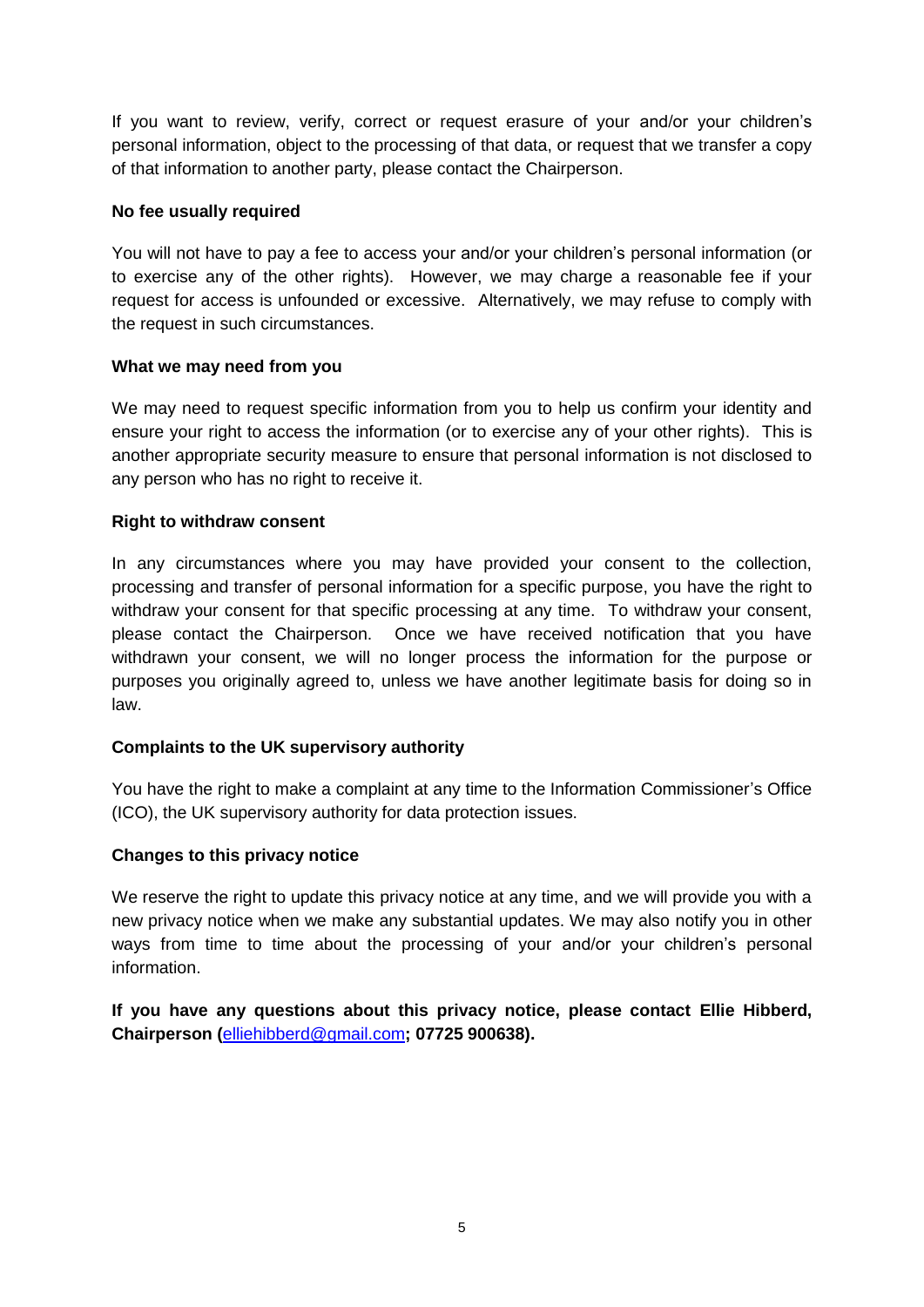If you want to review, verify, correct or request erasure of your and/or your children's personal information, object to the processing of that data, or request that we transfer a copy of that information to another party, please contact the Chairperson.

**No fee usually required**

You will not have to pay a fee to access your and/or your children's personal information (or to exercise any of the other rights). However, we may charge a reasonable fee if your request for access is unfounded or excessive. Alternatively, we may refuse to comply with the request in such circumstances.

**What we may need from you**

We may need to request specific information from you to help us confirm your identity and ensure your right to access the information (or to exercise any of your other rights). This is another appropriate security measure to ensure that personal information is not disclosed to any person who has no right to receive it.

**Right to withdraw consent**

In any circumstances where you may have provided your consent to the collection, processing and transfer of personal information for a specific purpose, you have the right to withdraw your consent for that specific processing at any time. To withdraw your consent, please contact the Chairperson. Once we have received notification that you have withdrawn your consent, we will no longer process the information for the purpose or purposes you originally agreed to, unless we have another legitimate basis for doing so in law.

**Complaints to the UK supervisory authority**

You have the right to make a complaint at any time to the Information Commissioner's Office (ICO), the UK supervisory authority for data protection issues.

**Changes to this privacy notice**

We reserve the right to update this privacy notice at any time, and we will provide you with a new privacy notice when we make any substantial updates. We may also notify you in other ways from time to time about the processing of your and/or your children's personal information.

**If you have any questions about this privacy notice, please contact Ellie Hibberd, Chairperson (elliehibberd@gmail.com; 07725 900638).**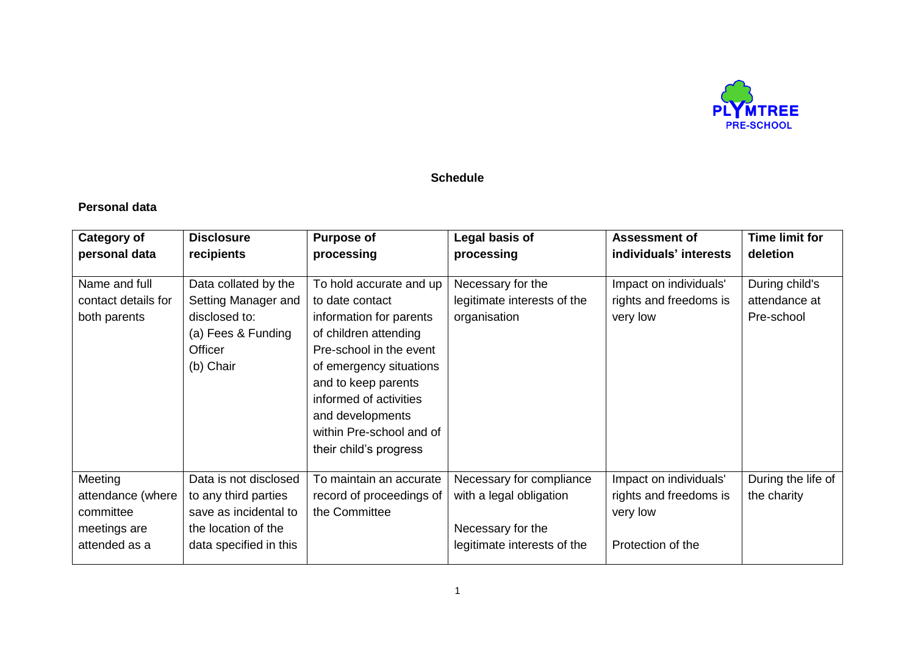PLYMTREE PRE-SCHOOL

**Schedule**

**Personal data**

| Category of personal data | Disclosure recipients | Purpose of processing | Legal basis of processing | Assessment of individuals' interests | Time limit for deletion |
|---|---|---|---|---|---|
| Name and full contact details for both parents | Data collated by the Setting Manager and disclosed to: (a) Fees & Funding Officer (b) Chair | To hold accurate and up to date contact information for parents of children attending Pre-school in the event of emergency situations and to keep parents informed of activities and developments within Pre-school and of their child's progress | Necessary for the legitimate interests of the organisation | Impact on individuals' rights and freedoms is very low | During child's attendance at Pre-school |
| Meeting attendance (where committee meetings are attended as a | Data is not disclosed to any third parties save as incidental to the location of the data specified in this | To maintain an accurate record of proceedings of the Committee | Necessary for compliance with a legal obligation<br><br>Necessary for the legitimate interests of the | Impact on individuals' rights and freedoms is very low<br><br>Protection of the | During the life of the charity |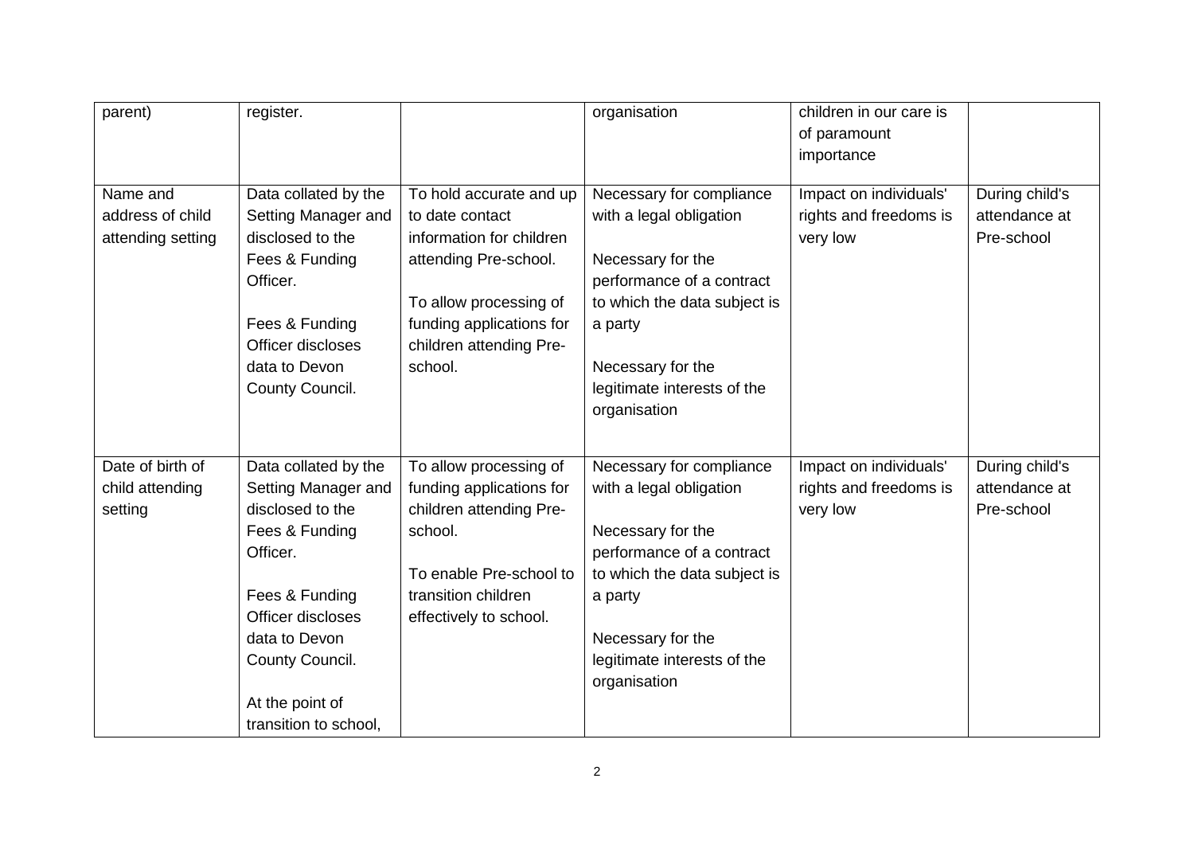| parent) | register. | | organisation | children in our care is of paramount importance | |
|---|---|---|---|---|---|
| Name and address of child attending setting | Data collated by the Setting Manager and disclosed to the Fees & Funding Officer.<br><br>Fees & Funding Officer discloses data to Devon County Council. | To hold accurate and up to date contact information for children attending Pre-school.<br><br>To allow processing of funding applications for children attending Pre-school. | Necessary for compliance with a legal obligation<br><br>Necessary for the performance of a contract to which the data subject is a party<br><br>Necessary for the legitimate interests of the organisation | Impact on individuals' rights and freedoms is very low | During child's attendance at Pre-school |
| Date of birth of child attending setting | Data collated by the Setting Manager and disclosed to the Fees & Funding Officer.<br><br>Fees & Funding Officer discloses data to Devon County Council.<br><br>At the point of transition to school, | To allow processing of funding applications for children attending Pre-school.<br><br>To enable Pre-school to transition children effectively to school. | Necessary for compliance with a legal obligation<br><br>Necessary for the performance of a contract to which the data subject is a party<br><br>Necessary for the legitimate interests of the organisation | Impact on individuals' rights and freedoms is very low | During child's attendance at Pre-school |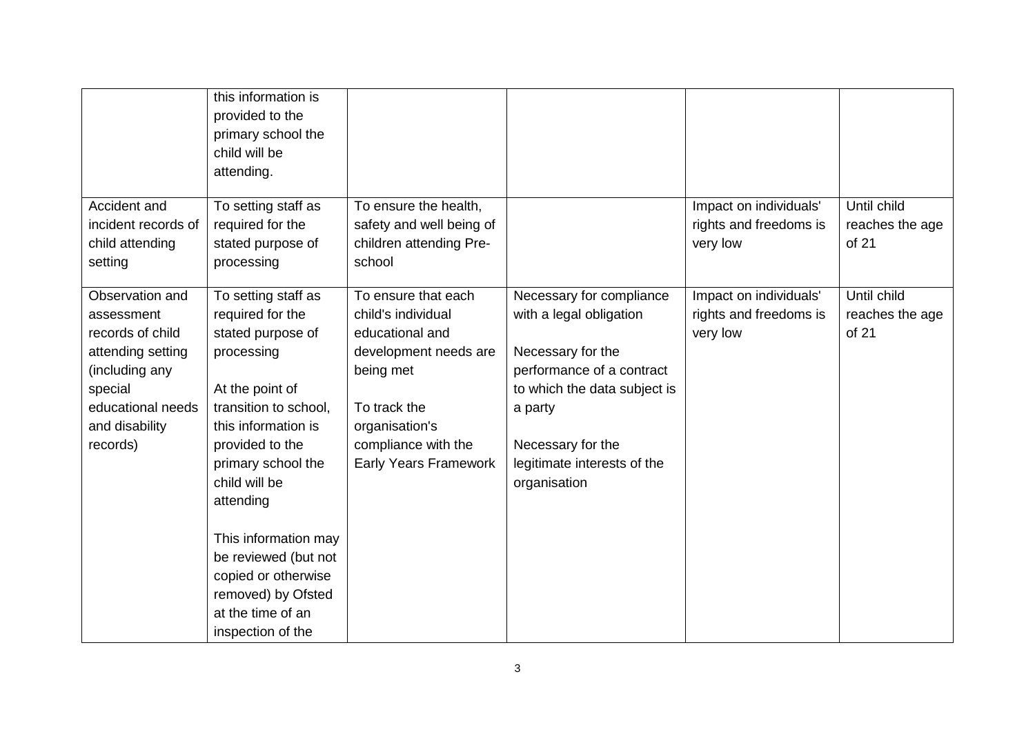| | | | | | |
|---|---|---|---|---|---|
| | this information is provided to the primary school the child will be attending. | | | | |
| Accident and incident records of child attending setting | To setting staff as required for the stated purpose of processing | To ensure the health, safety and well being of children attending Pre-school | | Impact on individuals' rights and freedoms is very low | Until child reaches the age of 21 |
| Observation and assessment records of child attending setting (including any special educational needs and disability records) | To setting staff as required for the stated purpose of processing<br><br>At the point of transition to school, this information is provided to the primary school the child will be attending<br><br>This information may be reviewed (but not copied or otherwise removed) by Ofsted at the time of an inspection of the | To ensure that each child's individual educational and development needs are being met<br><br>To track the organisation's compliance with the Early Years Framework | Necessary for compliance with a legal obligation<br><br>Necessary for the performance of a contract to which the data subject is a party<br><br>Necessary for the legitimate interests of the organisation | Impact on individuals' rights and freedoms is very low | Until child reaches the age of 21 |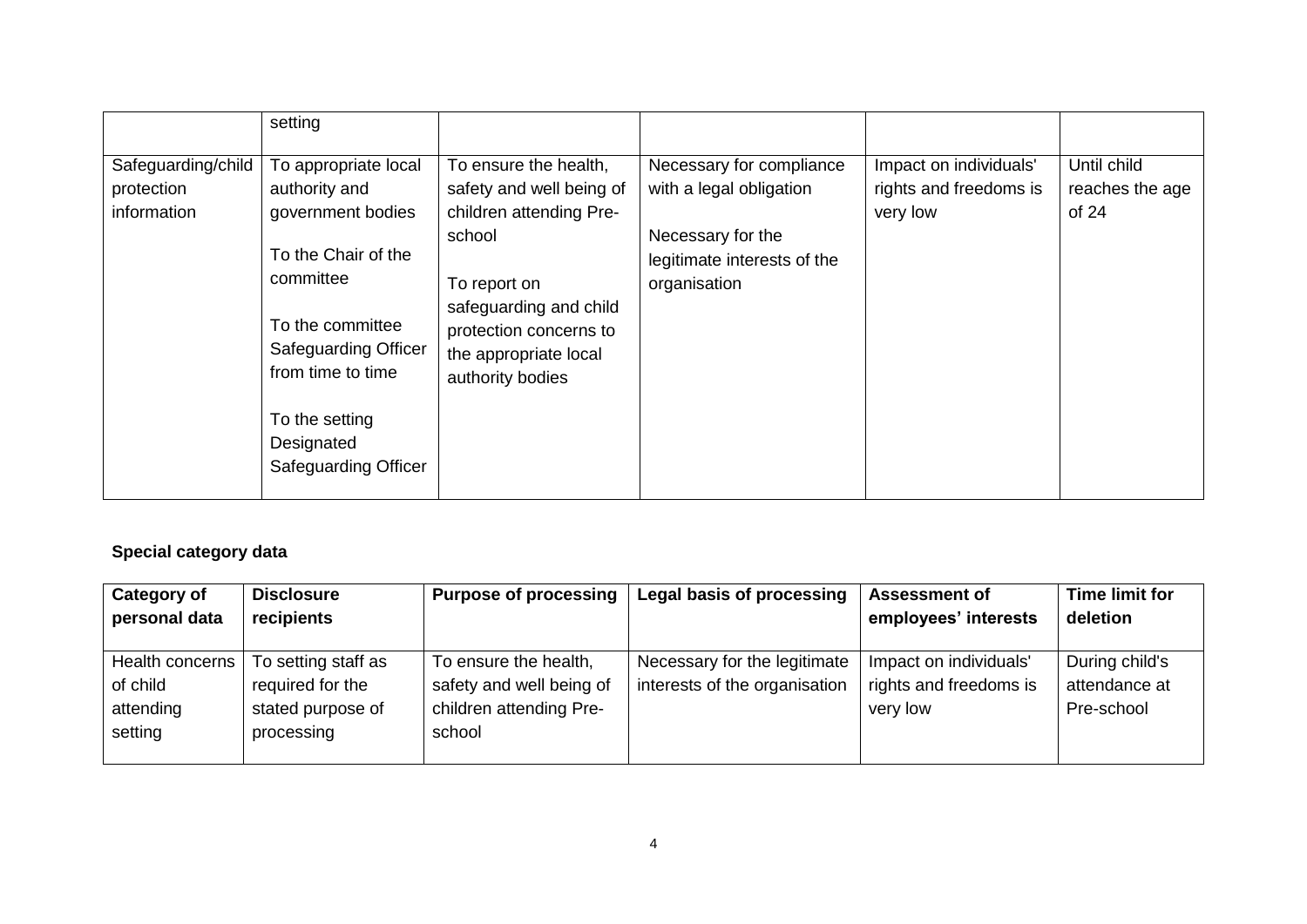| | | | | | |
|---|---|---|---|---|---|
| | setting | | | | |
| Safeguarding/child protection information | To appropriate local authority and government bodies<br><br>To the Chair of the committee<br><br>To the committee Safeguarding Officer from time to time<br><br>To the setting Designated Safeguarding Officer | To ensure the health, safety and well being of children attending Pre-school<br><br>To report on safeguarding and child protection concerns to the appropriate local authority bodies | Necessary for compliance with a legal obligation<br><br>Necessary for the legitimate interests of the organisation | Impact on individuals' rights and freedoms is very low | Until child reaches the age of 24 |

**Special category data**

| Category of personal data | Disclosure recipients | Purpose of processing | Legal basis of processing | Assessment of employees' interests | Time limit for deletion |
|---|---|---|---|---|---|
| Health concerns of child attending setting | To setting staff as required for the stated purpose of processing | To ensure the health, safety and well being of children attending Pre-school | Necessary for the legitimate interests of the organisation | Impact on individuals' rights and freedoms is very low | During child's attendance at Pre-school |